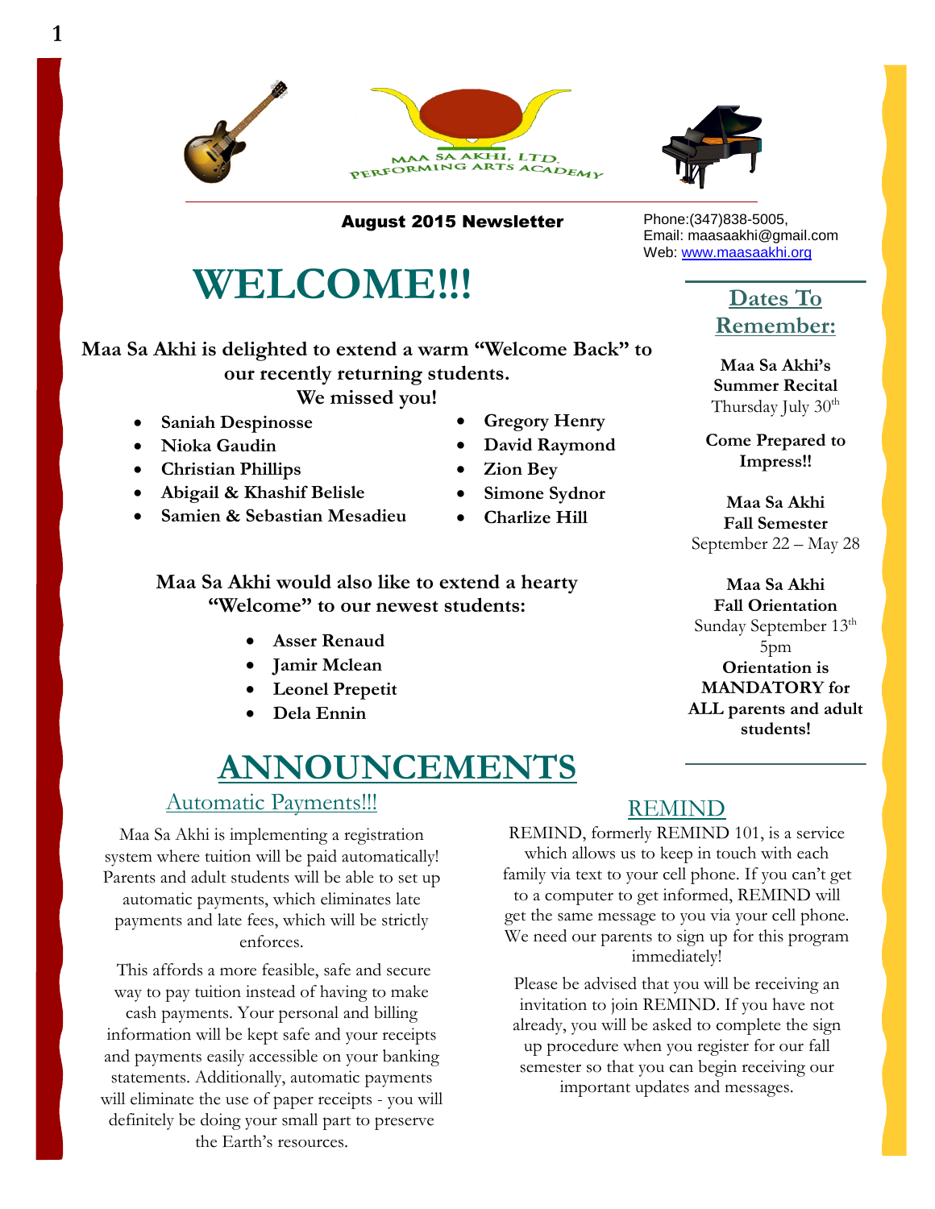MAA SA AKHI, LTD. PERFORMING ARTS ACADEMY

**August 2015 Newsletter**

Phone:(347)838-5005,
Email: maasaakhi@gmail.com
Web: www.maasaakhi.org

# WELCOME!!!

**Maa Sa Akhi is delighted to extend a warm "Welcome Back" to our recently returning students.**
**We missed you!**

- **Saniah Despinosse**
- **Nioka Gaudin**
- **Christian Phillips**
- **Abigail & Khashif Belisle**
- **Samien & Sebastian Mesadieu**
- **Gregory Henry**
- **David Raymond**
- **Zion Bey**
- **Simone Sydnor**
- **Charlize Hill**

**Maa Sa Akhi would also like to extend a hearty "Welcome" to our newest students:**

- **Asser Renaud**
- **Jamir Mclean**
- **Leonel Prepetit**
- **Dela Ennin**

## Dates To Remember:

**Maa Sa Akhi's Summer Recital**
Thursday July 30th

**Come Prepared to Impress!!**

**Maa Sa Akhi Fall Semester**
September 22 – May 28

**Maa Sa Akhi Fall Orientation**
Sunday September 13th
5pm
**Orientation is MANDATORY for ALL parents and adult students!**

# ANNOUNCEMENTS

### Automatic Payments!!!

Maa Sa Akhi is implementing a registration system where tuition will be paid automatically! Parents and adult students will be able to set up automatic payments, which eliminates late payments and late fees, which will be strictly enforces.

This affords a more feasible, safe and secure way to pay tuition instead of having to make cash payments. Your personal and billing information will be kept safe and your receipts and payments easily accessible on your banking statements. Additionally, automatic payments will eliminate the use of paper receipts - you will definitely be doing your small part to preserve the Earth's resources.

### REMIND

REMIND, formerly REMIND 101, is a service which allows us to keep in touch with each family via text to your cell phone. If you can't get to a computer to get informed, REMIND will get the same message to you via your cell phone. We need our parents to sign up for this program immediately!

Please be advised that you will be receiving an invitation to join REMIND. If you have not already, you will be asked to complete the sign up procedure when you register for our fall semester so that you can begin receiving our important updates and messages.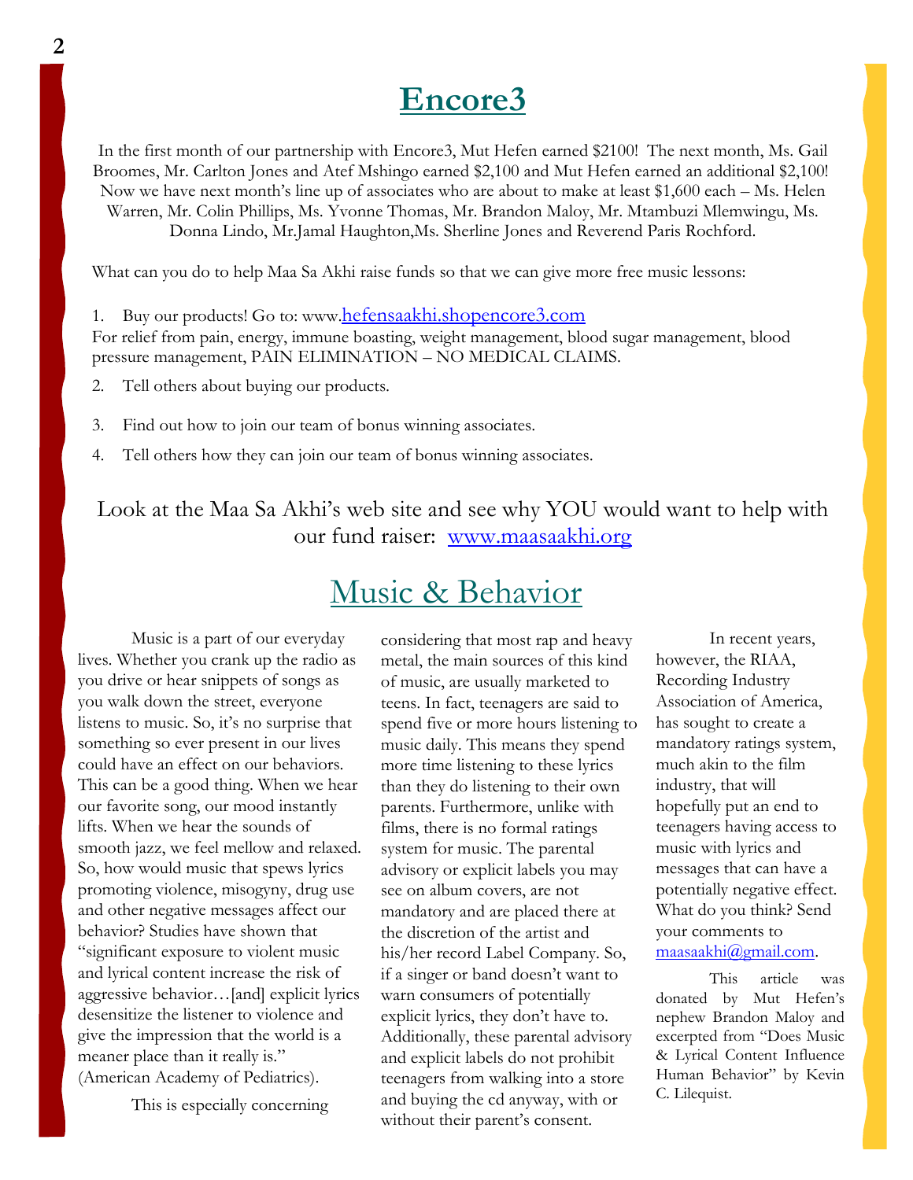# Encore3

In the first month of our partnership with Encore3, Mut Hefen earned $2100! The next month, Ms. Gail Broomes, Mr. Carlton Jones and Atef Mshingo earned $2,100 and Mut Hefen earned an additional $2,100! Now we have next month's line up of associates who are about to make at least $1,600 each – Ms. Helen Warren, Mr. Colin Phillips, Ms. Yvonne Thomas, Mr. Brandon Maloy, Mr. Mtambuzi Mlemwingu, Ms. Donna Lindo, Mr.Jamal Haughton,Ms. Sherline Jones and Reverend Paris Rochford.

What can you do to help Maa Sa Akhi raise funds so that we can give more free music lessons:

1. Buy our products! Go to: www.hefensaakhi.shopencore3.com
   For relief from pain, energy, immune boasting, weight management, blood sugar management, blood pressure management, PAIN ELIMINATION – NO MEDICAL CLAIMS.
2. Tell others about buying our products.
3. Find out how to join our team of bonus winning associates.
4. Tell others how they can join our team of bonus winning associates.

Look at the Maa Sa Akhi's web site and see why YOU would want to help with our fund raiser: www.maasaakhi.org

# Music & Behavior

Music is a part of our everyday lives. Whether you crank up the radio as you drive or hear snippets of songs as you walk down the street, everyone listens to music. So, it's no surprise that something so ever present in our lives could have an effect on our behaviors. This can be a good thing. When we hear our favorite song, our mood instantly lifts. When we hear the sounds of smooth jazz, we feel mellow and relaxed. So, how would music that spews lyrics promoting violence, misogyny, drug use and other negative messages affect our behavior? Studies have shown that "significant exposure to violent music and lyrical content increase the risk of aggressive behavior…[and] explicit lyrics desensitize the listener to violence and give the impression that the world is a meaner place than it really is." (American Academy of Pediatrics).

This is especially concerning considering that most rap and heavy metal, the main sources of this kind of music, are usually marketed to teens. In fact, teenagers are said to spend five or more hours listening to music daily. This means they spend more time listening to these lyrics than they do listening to their own parents. Furthermore, unlike with films, there is no formal ratings system for music. The parental advisory or explicit labels you may see on album covers, are not mandatory and are placed there at the discretion of the artist and his/her record Label Company. So, if a singer or band doesn't want to warn consumers of potentially explicit lyrics, they don't have to. Additionally, these parental advisory and explicit labels do not prohibit teenagers from walking into a store and buying the cd anyway, with or without their parent's consent.

In recent years, however, the RIAA, Recording Industry Association of America, has sought to create a mandatory ratings system, much akin to the film industry, that will hopefully put an end to teenagers having access to music with lyrics and messages that can have a potentially negative effect. What do you think? Send your comments to maasaakhi@gmail.com.

This article was donated by Mut Hefen's nephew Brandon Maloy and excerpted from "Does Music & Lyrical Content Influence Human Behavior" by Kevin C. Lilequist.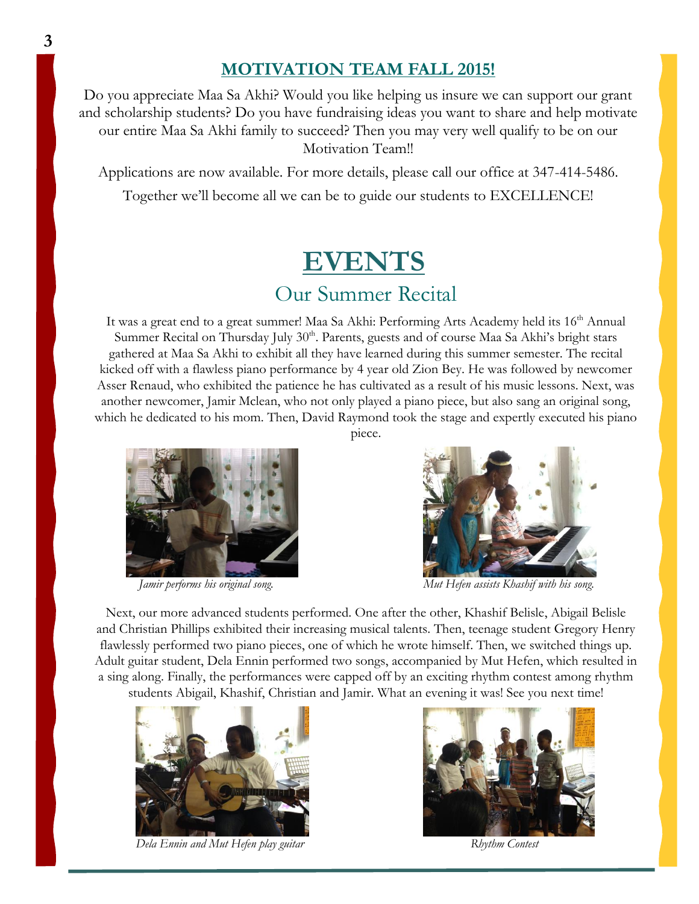## MOTIVATION TEAM FALL 2015!

Do you appreciate Maa Sa Akhi? Would you like helping us insure we can support our grant and scholarship students? Do you have fundraising ideas you want to share and help motivate our entire Maa Sa Akhi family to succeed? Then you may very well qualify to be on our Motivation Team!!

Applications are now available. For more details, please call our office at 347-414-5486.

Together we'll become all we can be to guide our students to EXCELLENCE!

# EVENTS

## Our Summer Recital

It was a great end to a great summer! Maa Sa Akhi: Performing Arts Academy held its 16th Annual Summer Recital on Thursday July 30th. Parents, guests and of course Maa Sa Akhi's bright stars gathered at Maa Sa Akhi to exhibit all they have learned during this summer semester. The recital kicked off with a flawless piano performance by 4 year old Zion Bey. He was followed by newcomer Asser Renaud, who exhibited the patience he has cultivated as a result of his music lessons. Next, was another newcomer, Jamir Mclean, who not only played a piano piece, but also sang an original song, which he dedicated to his mom. Then, David Raymond took the stage and expertly executed his piano piece.

*Jamir performs his original song.*

*Mut Hefen assists Khashif with his song.*

Next, our more advanced students performed. One after the other, Khashif Belisle, Abigail Belisle and Christian Phillips exhibited their increasing musical talents. Then, teenage student Gregory Henry flawlessly performed two piano pieces, one of which he wrote himself. Then, we switched things up. Adult guitar student, Dela Ennin performed two songs, accompanied by Mut Hefen, which resulted in a sing along. Finally, the performances were capped off by an exciting rhythm contest among rhythm students Abigail, Khashif, Christian and Jamir. What an evening it was! See you next time!

*Dela Ennin and Mut Hefen play guitar*

*Rhythm Contest*